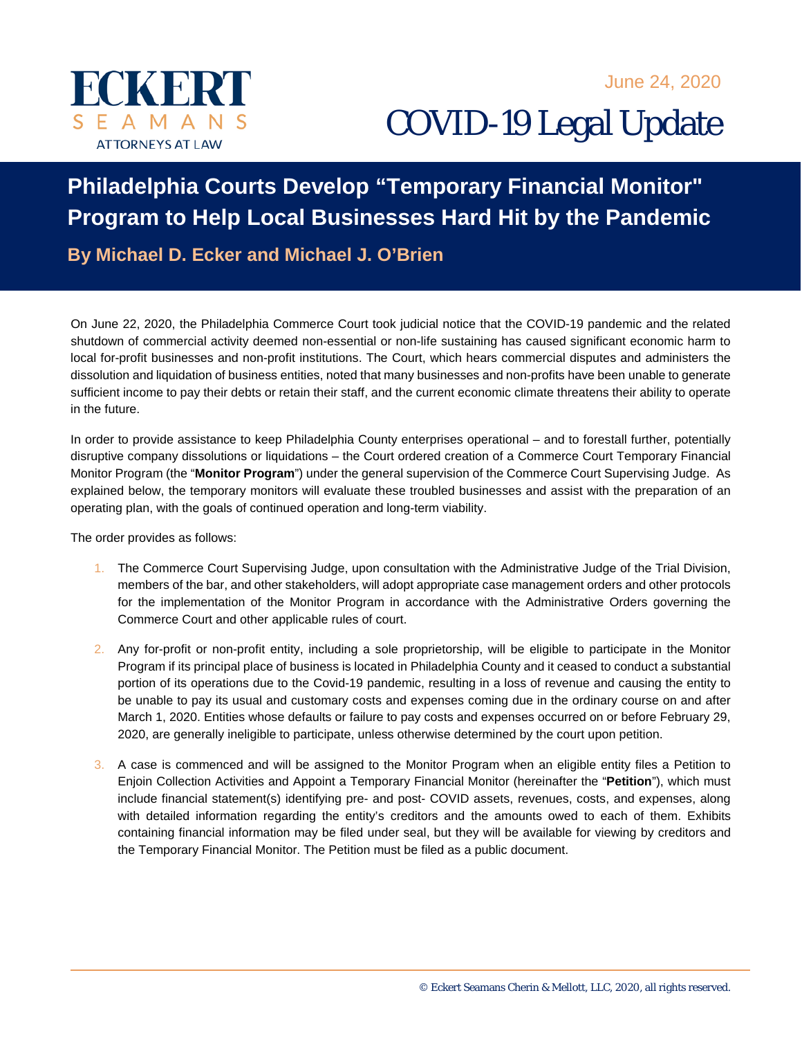ECKERT SEAMANS ATTORNEYS AT LAW

June 24, 2020

COVID-19 Legal Update

# Philadelphia Courts Develop "Temporary Financial Monitor" Program to Help Local Businesses Hard Hit by the Pandemic

**By Michael D. Ecker and Michael J. O'Brien**

On June 22, 2020, the Philadelphia Commerce Court took judicial notice that the COVID-19 pandemic and the related shutdown of commercial activity deemed non-essential or non-life sustaining has caused significant economic harm to local for-profit businesses and non-profit institutions. The Court, which hears commercial disputes and administers the dissolution and liquidation of business entities, noted that many businesses and non-profits have been unable to generate sufficient income to pay their debts or retain their staff, and the current economic climate threatens their ability to operate in the future.

In order to provide assistance to keep Philadelphia County enterprises operational – and to forestall further, potentially disruptive company dissolutions or liquidations – the Court ordered creation of a Commerce Court Temporary Financial Monitor Program (the "**Monitor Program**") under the general supervision of the Commerce Court Supervising Judge. As explained below, the temporary monitors will evaluate these troubled businesses and assist with the preparation of an operating plan, with the goals of continued operation and long-term viability.

The order provides as follows:

1. The Commerce Court Supervising Judge, upon consultation with the Administrative Judge of the Trial Division, members of the bar, and other stakeholders, will adopt appropriate case management orders and other protocols for the implementation of the Monitor Program in accordance with the Administrative Orders governing the Commerce Court and other applicable rules of court.

2. Any for-profit or non-profit entity, including a sole proprietorship, will be eligible to participate in the Monitor Program if its principal place of business is located in Philadelphia County and it ceased to conduct a substantial portion of its operations due to the Covid-19 pandemic, resulting in a loss of revenue and causing the entity to be unable to pay its usual and customary costs and expenses coming due in the ordinary course on and after March 1, 2020. Entities whose defaults or failure to pay costs and expenses occurred on or before February 29, 2020, are generally ineligible to participate, unless otherwise determined by the court upon petition.

3. A case is commenced and will be assigned to the Monitor Program when an eligible entity files a Petition to Enjoin Collection Activities and Appoint a Temporary Financial Monitor (hereinafter the "**Petition**"), which must include financial statement(s) identifying pre- and post- COVID assets, revenues, costs, and expenses, along with detailed information regarding the entity's creditors and the amounts owed to each of them. Exhibits containing financial information may be filed under seal, but they will be available for viewing by creditors and the Temporary Financial Monitor. The Petition must be filed as a public document.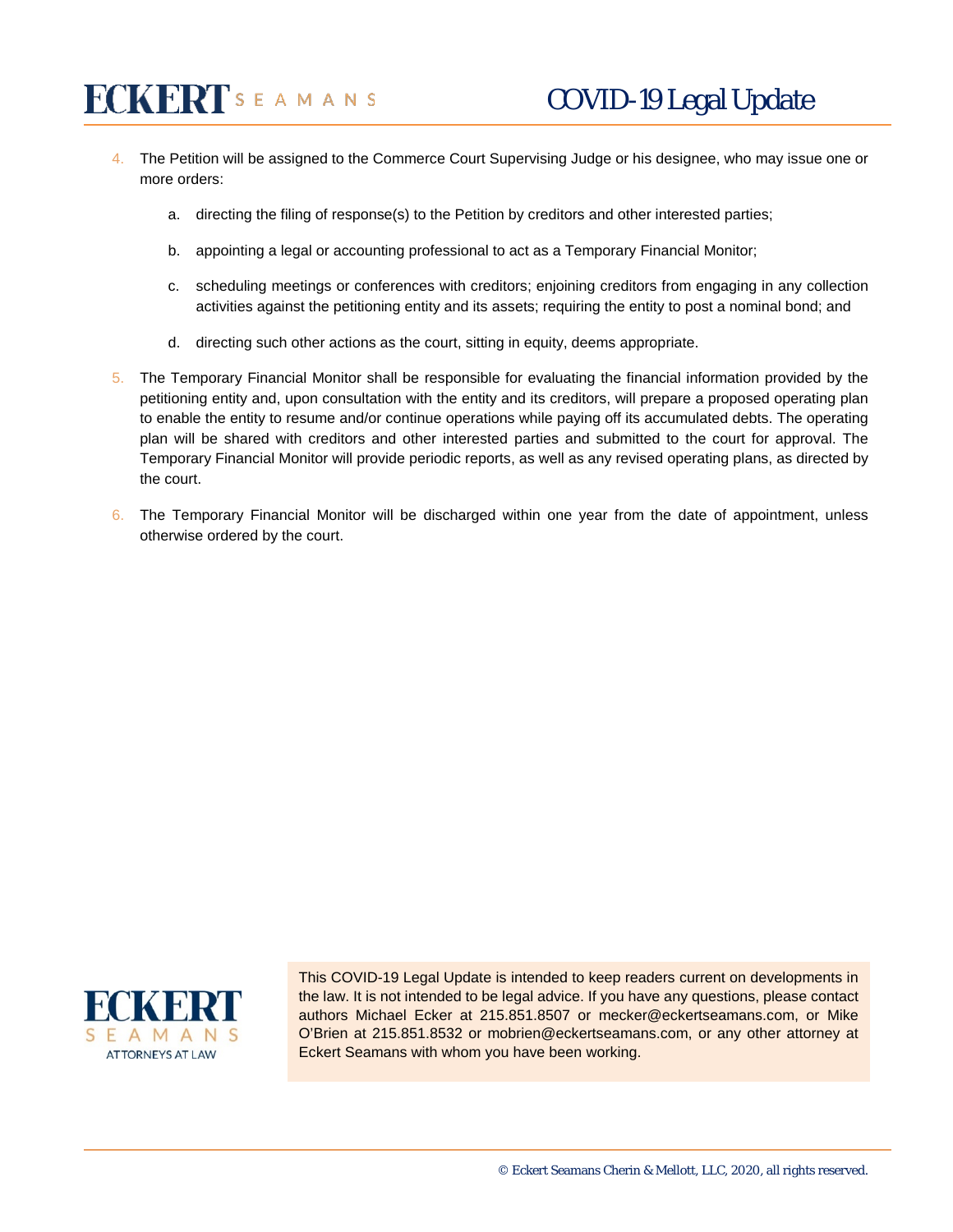4. The Petition will be assigned to the Commerce Court Supervising Judge or his designee, who may issue one or more orders:

    a. directing the filing of response(s) to the Petition by creditors and other interested parties;

    b. appointing a legal or accounting professional to act as a Temporary Financial Monitor;

    c. scheduling meetings or conferences with creditors; enjoining creditors from engaging in any collection activities against the petitioning entity and its assets; requiring the entity to post a nominal bond; and

    d. directing such other actions as the court, sitting in equity, deems appropriate.

5. The Temporary Financial Monitor shall be responsible for evaluating the financial information provided by the petitioning entity and, upon consultation with the entity and its creditors, will prepare a proposed operating plan to enable the entity to resume and/or continue operations while paying off its accumulated debts. The operating plan will be shared with creditors and other interested parties and submitted to the court for approval. The Temporary Financial Monitor will provide periodic reports, as well as any revised operating plans, as directed by the court.

6. The Temporary Financial Monitor will be discharged within one year from the date of appointment, unless otherwise ordered by the court.

ECKERT SEAMANS
ATTORNEYS AT LAW

This COVID-19 Legal Update is intended to keep readers current on developments in the law. It is not intended to be legal advice. If you have any questions, please contact authors Michael Ecker at 215.851.8507 or mecker@eckertseamans.com, or Mike O'Brien at 215.851.8532 or mobrien@eckertseamans.com, or any other attorney at Eckert Seamans with whom you have been working.

© Eckert Seamans Cherin & Mellott, LLC, 2020, all rights reserved.